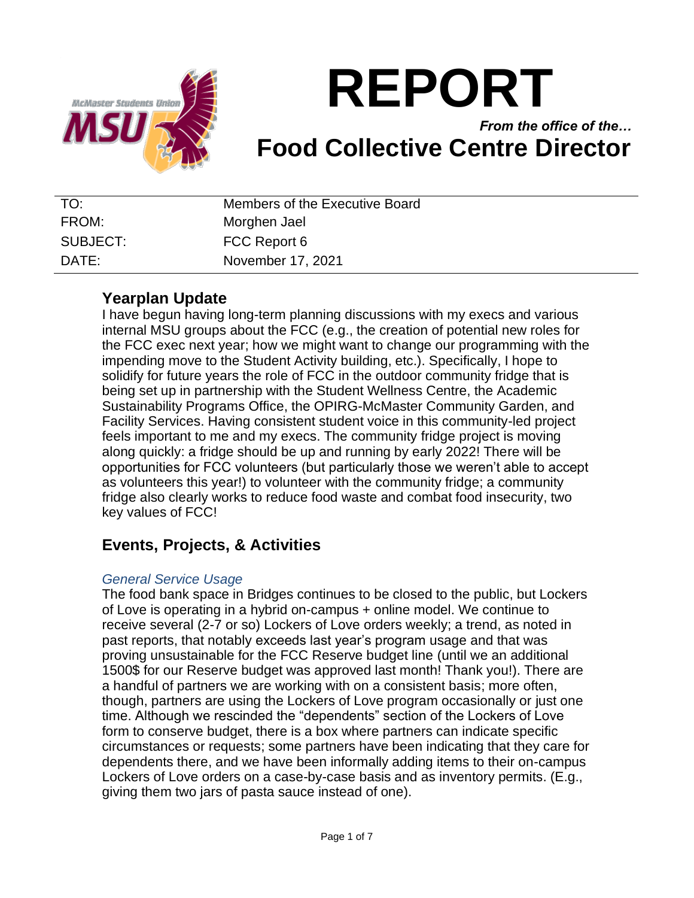# REPORT

*From the office of the…*

## Food Collective Centre Director

| | |
|---|---|
| TO: | Members of the Executive Board |
| FROM: | Morghen Jael |
| SUBJECT: | FCC Report 6 |
| DATE: | November 17, 2021 |

## Yearplan Update

I have begun having long-term planning discussions with my execs and various internal MSU groups about the FCC (e.g., the creation of potential new roles for the FCC exec next year; how we might want to change our programming with the impending move to the Student Activity building, etc.). Specifically, I hope to solidify for future years the role of FCC in the outdoor community fridge that is being set up in partnership with the Student Wellness Centre, the Academic Sustainability Programs Office, the OPIRG-McMaster Community Garden, and Facility Services. Having consistent student voice in this community-led project feels important to me and my execs. The community fridge project is moving along quickly: a fridge should be up and running by early 2022! There will be opportunities for FCC volunteers (but particularly those we weren't able to accept as volunteers this year!) to volunteer with the community fridge; a community fridge also clearly works to reduce food waste and combat food insecurity, two key values of FCC!

## Events, Projects, & Activities

### *General Service Usage*

The food bank space in Bridges continues to be closed to the public, but Lockers of Love is operating in a hybrid on-campus + online model. We continue to receive several (2-7 or so) Lockers of Love orders weekly; a trend, as noted in past reports, that notably exceeds last year's program usage and that was proving unsustainable for the FCC Reserve budget line (until we an additional 1500$ for our Reserve budget was approved last month! Thank you!). There are a handful of partners we are working with on a consistent basis; more often, though, partners are using the Lockers of Love program occasionally or just one time. Although we rescinded the "dependents" section of the Lockers of Love form to conserve budget, there is a box where partners can indicate specific circumstances or requests; some partners have been indicating that they care for dependents there, and we have been informally adding items to their on-campus Lockers of Love orders on a case-by-case basis and as inventory permits. (E.g., giving them two jars of pasta sauce instead of one).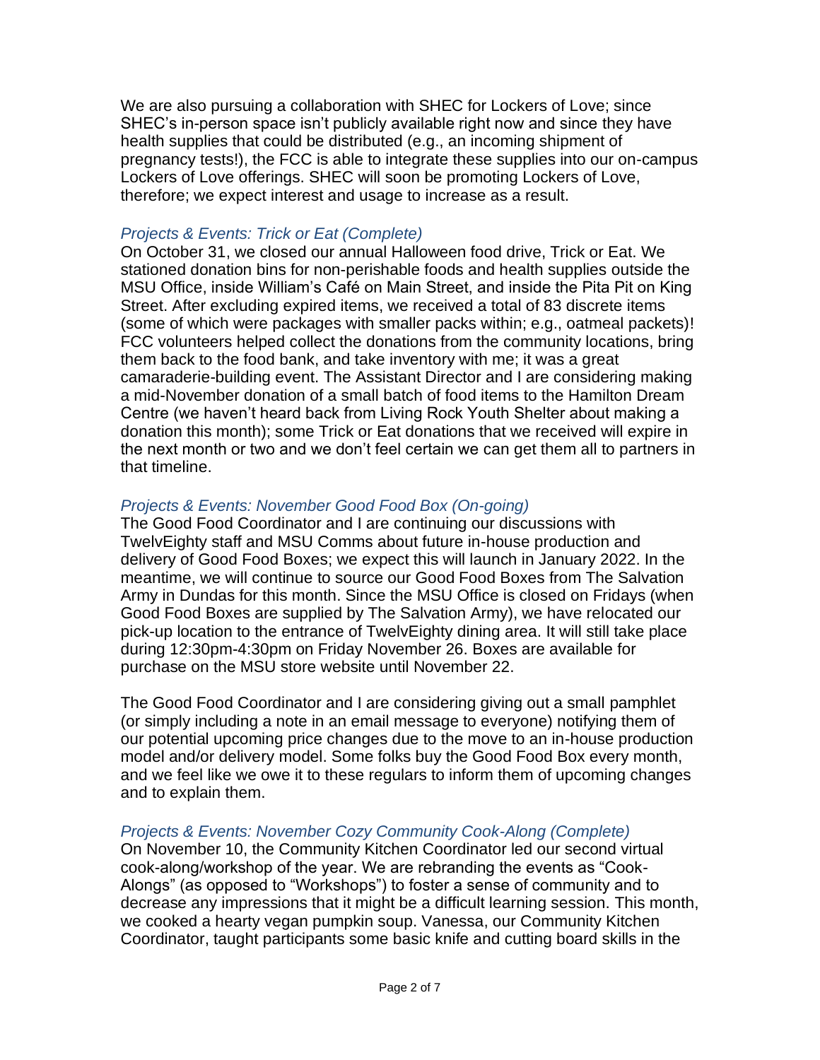We are also pursuing a collaboration with SHEC for Lockers of Love; since SHEC's in-person space isn't publicly available right now and since they have health supplies that could be distributed (e.g., an incoming shipment of pregnancy tests!), the FCC is able to integrate these supplies into our on-campus Lockers of Love offerings. SHEC will soon be promoting Lockers of Love, therefore; we expect interest and usage to increase as a result.

### *Projects & Events: Trick or Eat (Complete)*

On October 31, we closed our annual Halloween food drive, Trick or Eat. We stationed donation bins for non-perishable foods and health supplies outside the MSU Office, inside William's Café on Main Street, and inside the Pita Pit on King Street. After excluding expired items, we received a total of 83 discrete items (some of which were packages with smaller packs within; e.g., oatmeal packets)! FCC volunteers helped collect the donations from the community locations, bring them back to the food bank, and take inventory with me; it was a great camaraderie-building event. The Assistant Director and I are considering making a mid-November donation of a small batch of food items to the Hamilton Dream Centre (we haven't heard back from Living Rock Youth Shelter about making a donation this month); some Trick or Eat donations that we received will expire in the next month or two and we don't feel certain we can get them all to partners in that timeline.

### *Projects & Events: November Good Food Box (On-going)*

The Good Food Coordinator and I are continuing our discussions with TwelvEighty staff and MSU Comms about future in-house production and delivery of Good Food Boxes; we expect this will launch in January 2022. In the meantime, we will continue to source our Good Food Boxes from The Salvation Army in Dundas for this month. Since the MSU Office is closed on Fridays (when Good Food Boxes are supplied by The Salvation Army), we have relocated our pick-up location to the entrance of TwelvEighty dining area. It will still take place during 12:30pm-4:30pm on Friday November 26. Boxes are available for purchase on the MSU store website until November 22.

The Good Food Coordinator and I are considering giving out a small pamphlet (or simply including a note in an email message to everyone) notifying them of our potential upcoming price changes due to the move to an in-house production model and/or delivery model. Some folks buy the Good Food Box every month, and we feel like we owe it to these regulars to inform them of upcoming changes and to explain them.

### *Projects & Events: November Cozy Community Cook-Along (Complete)*

On November 10, the Community Kitchen Coordinator led our second virtual cook-along/workshop of the year. We are rebranding the events as "Cook-Alongs" (as opposed to "Workshops") to foster a sense of community and to decrease any impressions that it might be a difficult learning session. This month, we cooked a hearty vegan pumpkin soup. Vanessa, our Community Kitchen Coordinator, taught participants some basic knife and cutting board skills in the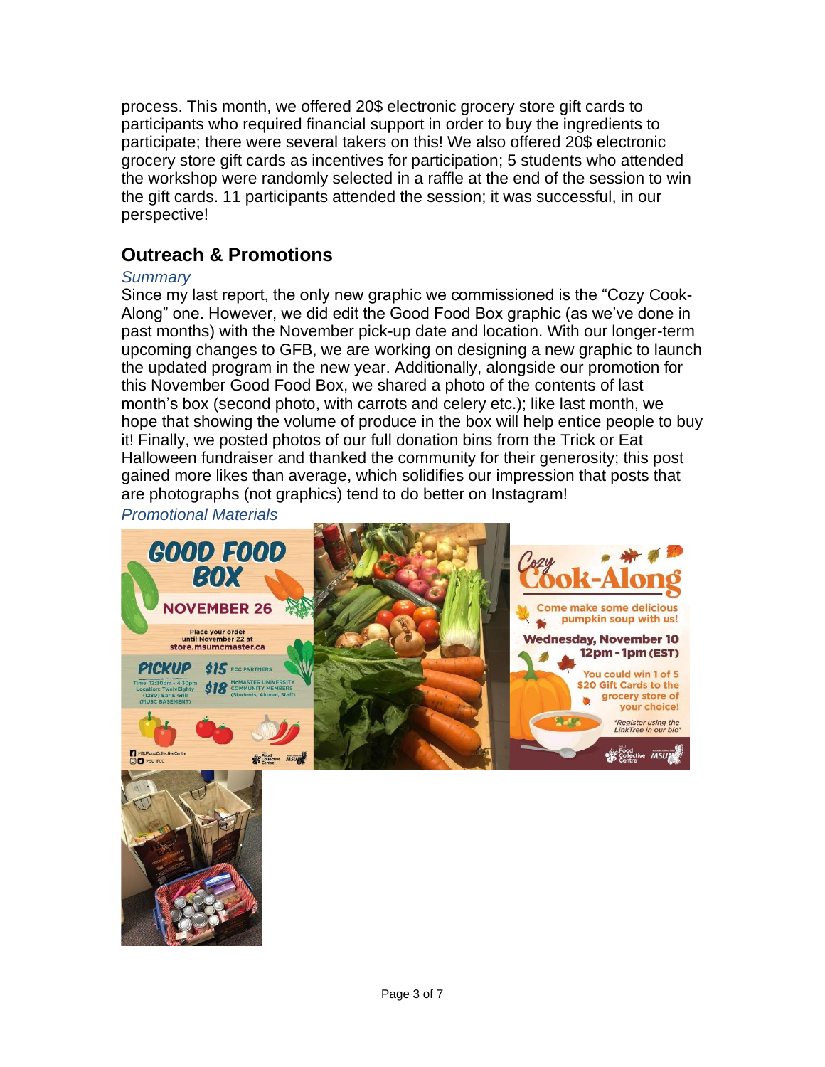process. This month, we offered 20$ electronic grocery store gift cards to participants who required financial support in order to buy the ingredients to participate; there were several takers on this! We also offered 20$ electronic grocery store gift cards as incentives for participation; 5 students who attended the workshop were randomly selected in a raffle at the end of the session to win the gift cards. 11 participants attended the session; it was successful, in our perspective!

## Outreach & Promotions

*Summary*

Since my last report, the only new graphic we commissioned is the "Cozy Cook-Along" one. However, we did edit the Good Food Box graphic (as we've done in past months) with the November pick-up date and location. With our longer-term upcoming changes to GFB, we are working on designing a new graphic to launch the updated program in the new year. Additionally, alongside our promotion for this November Good Food Box, we shared a photo of the contents of last month's box (second photo, with carrots and celery etc.); like last month, we hope that showing the volume of produce in the box will help entice people to buy it! Finally, we posted photos of our full donation bins from the Trick or Eat Halloween fundraiser and thanked the community for their generosity; this post gained more likes than average, which solidifies our impression that posts that are photographs (not graphics) tend to do better on Instagram!

*Promotional Materials*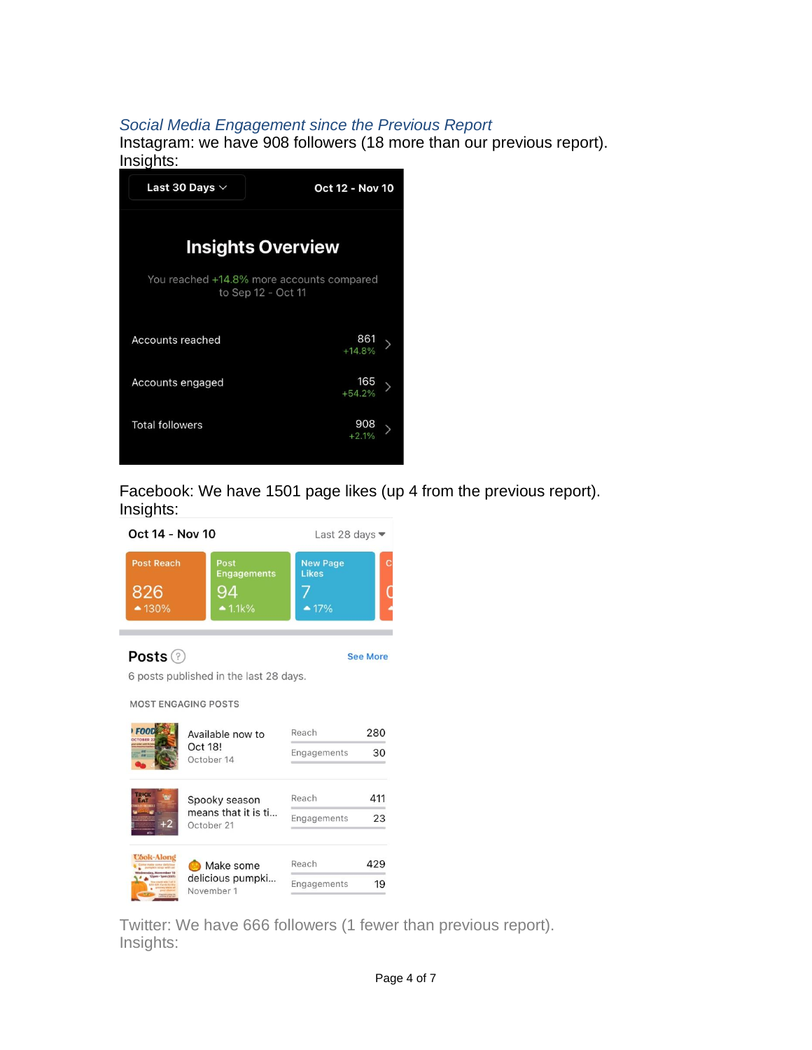*Social Media Engagement since the Previous Report*

Instagram: we have 908 followers (18 more than our previous report).

Insights:

Last 30 Days | Oct 12 - Nov 10

**Insights Overview**

You reached +14.8% more accounts compared to Sep 12 - Oct 11

| | |
|---|---|
| Accounts reached | 861 +14.8% |
| Accounts engaged | 165 +54.2% |
| Total followers | 908 +2.1% |

Facebook: We have 1501 page likes (up 4 from the previous report).

Insights:

Oct 14 - Nov 10 | Last 28 days

| Post Reach | Post Engagements | New Page Likes |
|---|---|---|
| 826 ▲130% | 94 ▲1.1k% | 7 ▲17% |

**Posts**

See More

6 posts published in the last 28 days.

MOST ENGAGING POSTS

| Post | Date | Reach | Engagements |
|---|---|---|---|
| Available now to Oct 18! | October 14 | 280 | 30 |
| Spooky season means that it is ti... | October 21 | 411 | 23 |
| 🎃 Make some delicious pumpki... | November 1 | 429 | 19 |

Twitter: We have 666 followers (1 fewer than previous report).

Insights: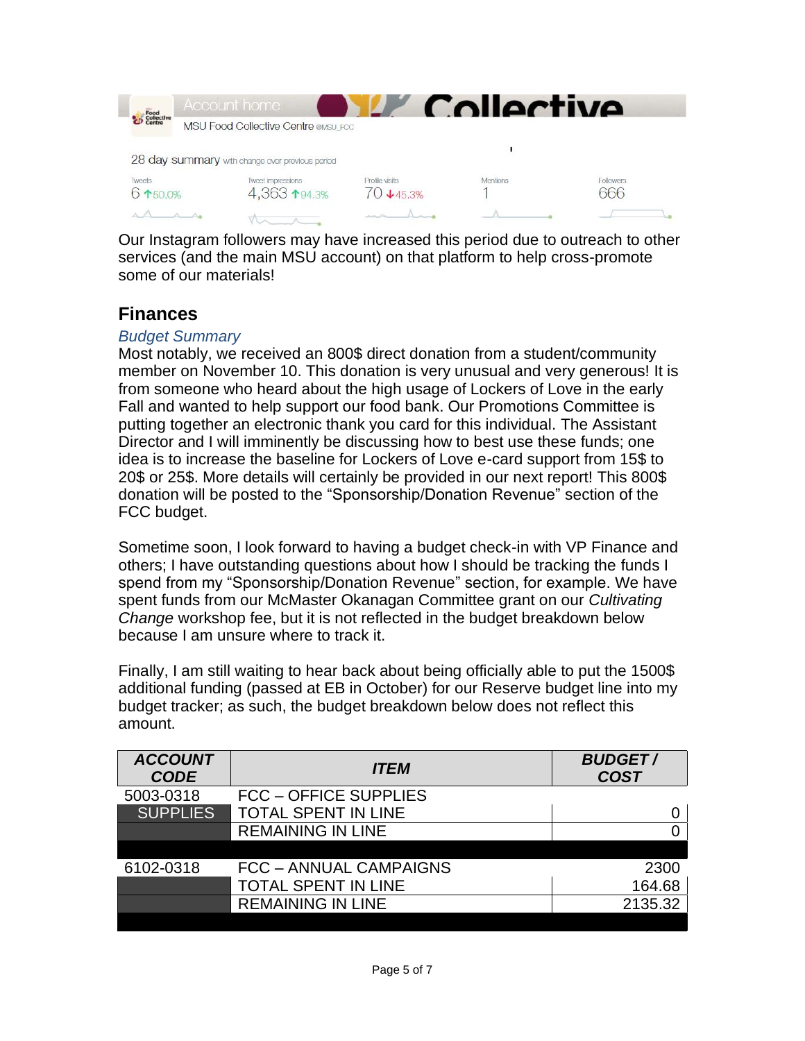Account home

MSU Food Collective Centre @MSU_FCC

28 day summary with change over previous period

| Tweets | Tweet impressions | Profile visits | Mentions | Followers |
|---|---|---|---|---|
| 6 ↑50.0% | 4,363 ↑94.3% | 70 ↓45.3% | 1 | 666 |

Our Instagram followers may have increased this period due to outreach to other services (and the main MSU account) on that platform to help cross-promote some of our materials!

## Finances

### *Budget Summary*

Most notably, we received an 800$ direct donation from a student/community member on November 10. This donation is very unusual and very generous! It is from someone who heard about the high usage of Lockers of Love in the early Fall and wanted to help support our food bank. Our Promotions Committee is putting together an electronic thank you card for this individual. The Assistant Director and I will imminently be discussing how to best use these funds; one idea is to increase the baseline for Lockers of Love e-card support from 15$ to 20$ or 25$. More details will certainly be provided in our next report! This 800$ donation will be posted to the “Sponsorship/Donation Revenue” section of the FCC budget.

Sometime soon, I look forward to having a budget check-in with VP Finance and others; I have outstanding questions about how I should be tracking the funds I spend from my “Sponsorship/Donation Revenue” section, for example. We have spent funds from our McMaster Okanagan Committee grant on our *Cultivating Change* workshop fee, but it is not reflected in the budget breakdown below because I am unsure where to track it.

Finally, I am still waiting to hear back about being officially able to put the 1500$ additional funding (passed at EB in October) for our Reserve budget line into my budget tracker; as such, the budget breakdown below does not reflect this amount.

| ***ACCOUNT CODE*** | ***ITEM*** | ***BUDGET / COST*** |
|---|---|---|
| 5003-0318 | FCC – OFFICE SUPPLIES | |
| SUPPLIES | TOTAL SPENT IN LINE | 0 |
| | REMAINING IN LINE | 0 |
| | | |
| 6102-0318 | FCC – ANNUAL CAMPAIGNS | 2300 |
| | TOTAL SPENT IN LINE | 164.68 |
| | REMAINING IN LINE | 2135.32 |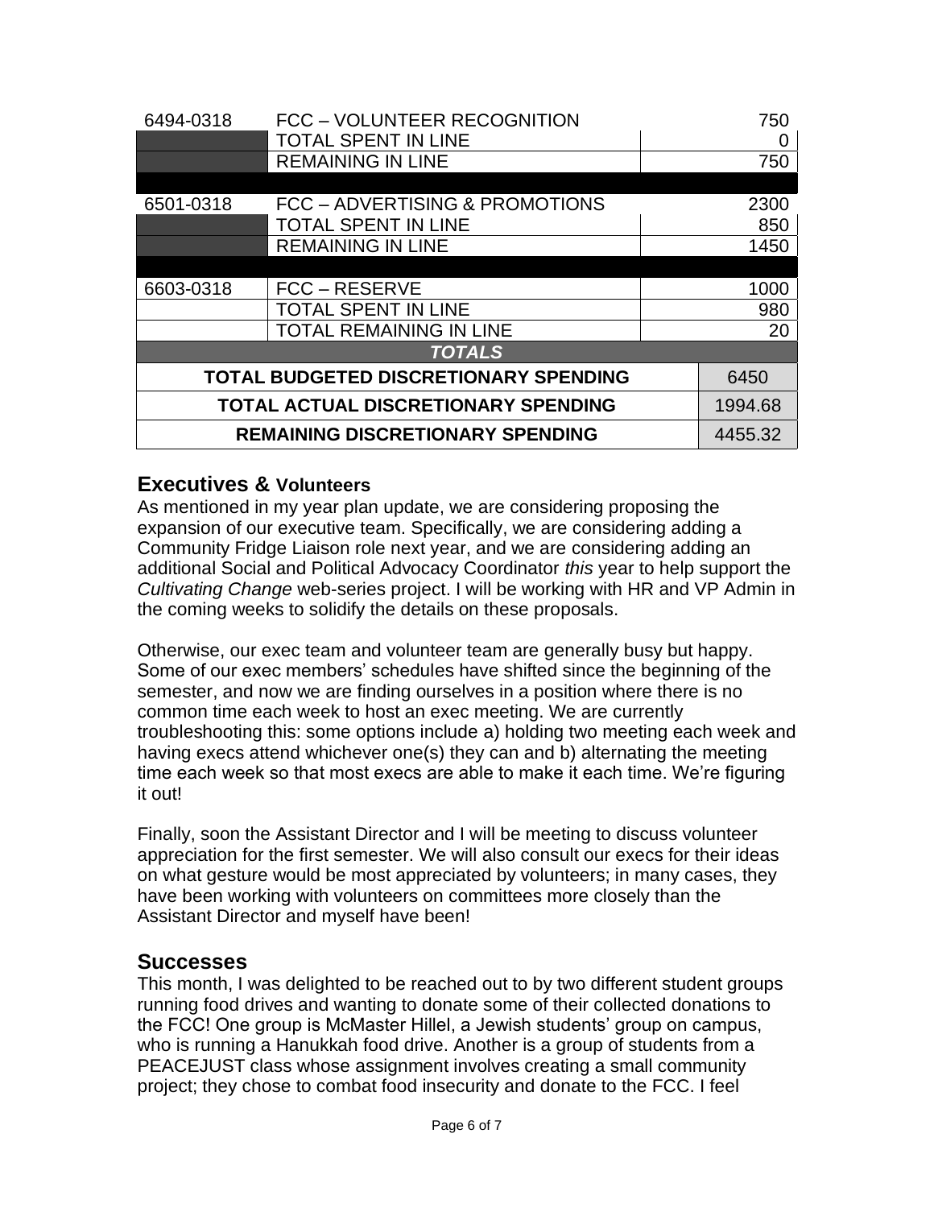| | | |
|---|---|---|
| 6494-0318 | FCC – VOLUNTEER RECOGNITION | 750 |
| | TOTAL SPENT IN LINE | 0 |
| | REMAINING IN LINE | 750 |
| | | |
| 6501-0318 | FCC – ADVERTISING & PROMOTIONS | 2300 |
| | TOTAL SPENT IN LINE | 850 |
| | REMAINING IN LINE | 1450 |
| | | |
| 6603-0318 | FCC – RESERVE | 1000 |
| | TOTAL SPENT IN LINE | 980 |
| | TOTAL REMAINING IN LINE | 20 |
| ***TOTALS*** | | |
| **TOTAL BUDGETED DISCRETIONARY SPENDING** | | 6450 |
| **TOTAL ACTUAL DISCRETIONARY SPENDING** | | 1994.68 |
| **REMAINING DISCRETIONARY SPENDING** | | 4455.32 |

## Executives & Volunteers

As mentioned in my year plan update, we are considering proposing the expansion of our executive team. Specifically, we are considering adding a Community Fridge Liaison role next year, and we are considering adding an additional Social and Political Advocacy Coordinator *this* year to help support the *Cultivating Change* web-series project. I will be working with HR and VP Admin in the coming weeks to solidify the details on these proposals.

Otherwise, our exec team and volunteer team are generally busy but happy. Some of our exec members' schedules have shifted since the beginning of the semester, and now we are finding ourselves in a position where there is no common time each week to host an exec meeting. We are currently troubleshooting this: some options include a) holding two meeting each week and having execs attend whichever one(s) they can and b) alternating the meeting time each week so that most execs are able to make it each time. We're figuring it out!

Finally, soon the Assistant Director and I will be meeting to discuss volunteer appreciation for the first semester. We will also consult our execs for their ideas on what gesture would be most appreciated by volunteers; in many cases, they have been working with volunteers on committees more closely than the Assistant Director and myself have been!

## Successes

This month, I was delighted to be reached out to by two different student groups running food drives and wanting to donate some of their collected donations to the FCC! One group is McMaster Hillel, a Jewish students' group on campus, who is running a Hanukkah food drive. Another is a group of students from a PEACEJUST class whose assignment involves creating a small community project; they chose to combat food insecurity and donate to the FCC. I feel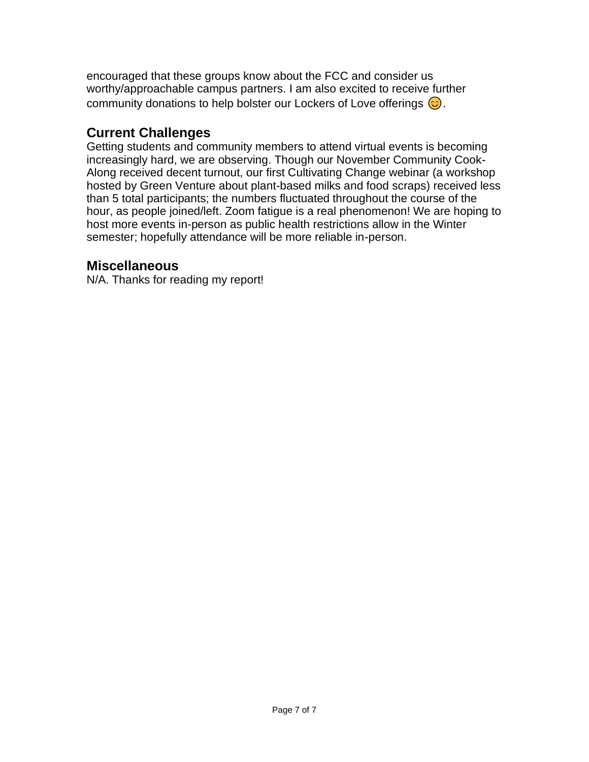encouraged that these groups know about the FCC and consider us worthy/approachable campus partners. I am also excited to receive further community donations to help bolster our Lockers of Love offerings 😊.

## Current Challenges

Getting students and community members to attend virtual events is becoming increasingly hard, we are observing. Though our November Community Cook-Along received decent turnout, our first Cultivating Change webinar (a workshop hosted by Green Venture about plant-based milks and food scraps) received less than 5 total participants; the numbers fluctuated throughout the course of the hour, as people joined/left. Zoom fatigue is a real phenomenon! We are hoping to host more events in-person as public health restrictions allow in the Winter semester; hopefully attendance will be more reliable in-person.

## Miscellaneous

N/A. Thanks for reading my report!